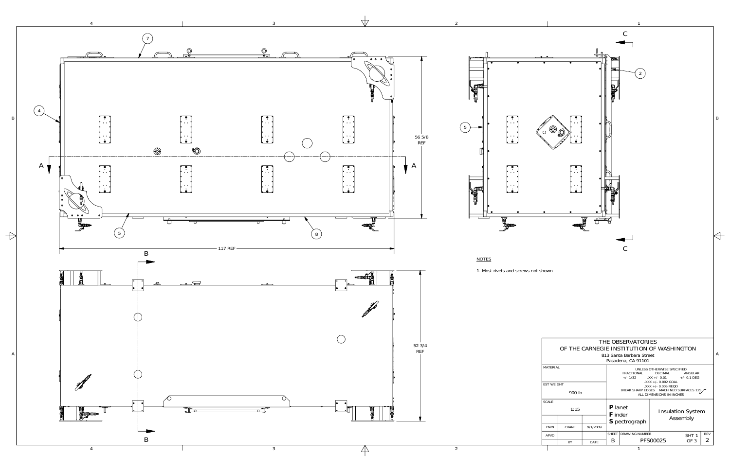56 5/8 REF

117 REF

52 3/4 REF

A — A

B — B

C — C

## NOTES

1. Most rivets and screws not shown

| THE OBSERVATORIES OF THE CARNEGIE INSTITUTION OF WASHINGTON<br>813 Santa Barbara Street<br>Pasadena, CA 91101 | | |
|---|---|---|
| MATERIAL | UNLESS OTHERWISE SPECIFIED<br>FRACTIONAL: +/- 1/32<br>DECIMAL: .XX +/- 0.01, .XXX +/- 0.002 GOAL, .XXX +/- 0.005 REQD<br>ANGULAR: +/- 0.1 DEG<br>BREAK SHARP EDGES; MACHINED SURFACES 125<br>ALL DIMENSIONS IN INCHES | |
| EST WEIGHT: 900 lb | | |
| SCALE: 1:15 | **P** lanet **F** inder **S** pectrograph | Insulation System Assembly |
| DWN: CRANE, 9/1/2009 | SHEET: B | DRAWING NUMBER: PFS00025 |
| APVD | SHT 1 OF 3 | REV 2 |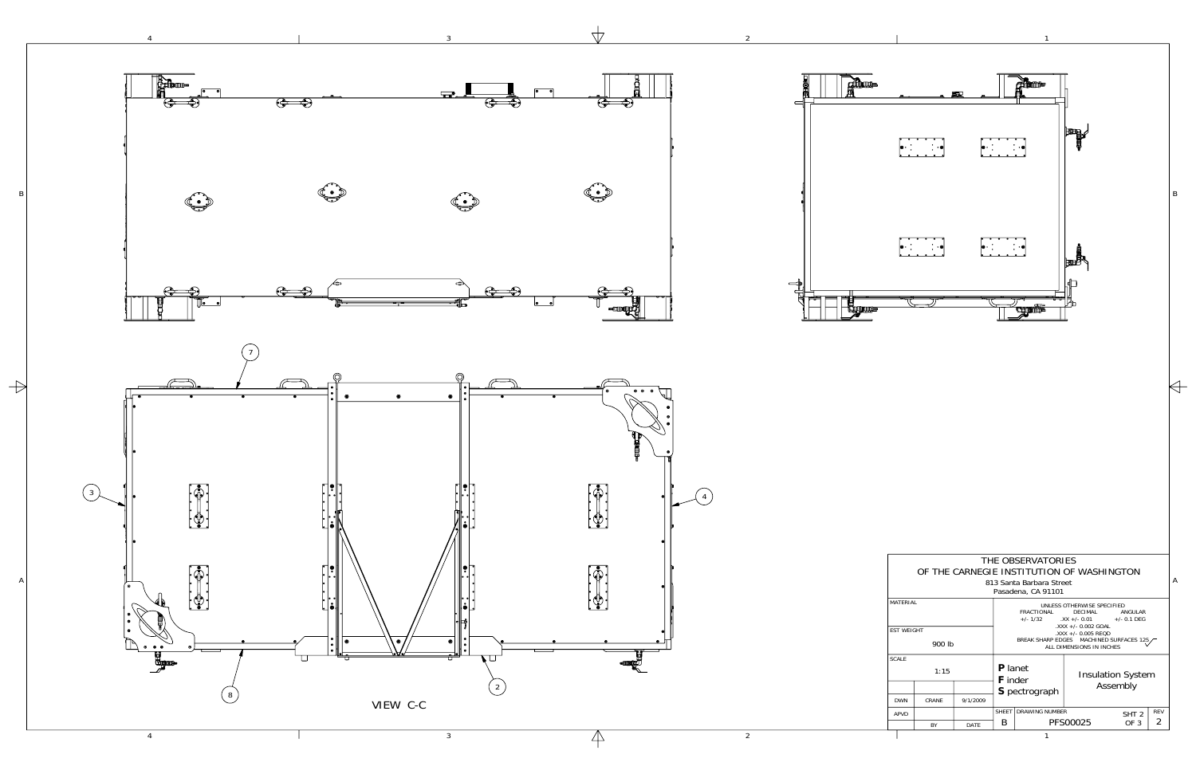VIEW C-C

7

3

4

8

2

| THE OBSERVATORIES OF THE CARNEGIE INSTITUTION OF WASHINGTON 813 Santa Barbara Street Pasadena, CA 91101 | | | | | | |
|---|---|---|---|---|---|---|
| MATERIAL | | | UNLESS OTHERWISE SPECIFIED FRACTIONAL +/- 1/32 DECIMAL .XX +/- 0.01 .XXX +/- 0.002 GOAL .XXX +/- 0.005 REQD ANGULAR +/- 0.1 DEG BREAK SHARP EDGES MACHINED SURFACES 125 ALL DIMENSIONS IN INCHES | | | |
| EST WEIGHT 900 lb | | | | | | |
| SCALE 1:15 | | | **P** lanet **F** inder **S** pectrograph | Insulation System Assembly | | |
| DWN | CRANE | 9/1/2009 | | | | |
| APVD | | | SHEET B | DRAWING NUMBER PFS00025 | SHT 2 OF 3 | REV 2 |
| | BY | DATE | | | | |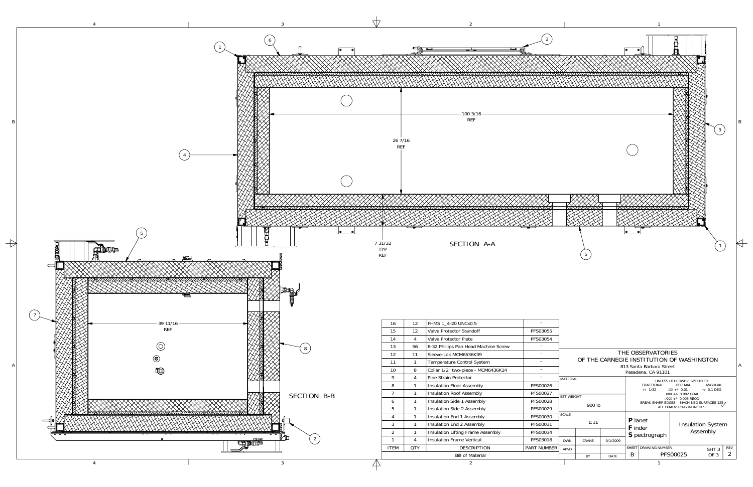SECTION A-A

100 3/16
REF

26 7/16
REF

7 31/32
TYP
REF

SECTION B-B

39 11/16
REF

| ITEM | QTY | DESCRIPTION | PART NUMBER |
|---|---|---|---|
| 16 | 12 | FHMS 1_4-20 UNCx0.5 | - |
| 15 | 12 | Valve Protector Standoff | PFS03055 |
| 14 | 4 | Valve Protector Plate | PFS03054 |
| 13 | 56 | 8-32 Phillips Pan Head Machine Screw | - |
| 12 | 11 | Sleeve-Lok MCM6536K39 | - |
| 11 | 1 | Temperature Control System | - |
| 10 | 8 | Collar 1/2" two-piece - MCM6436K14 | - |
| 9 | 4 | Pipe Strain Protector | - |
| 8 | 1 | Insulation Floor Assembly | PFS00026 |
| 7 | 1 | Insulation Roof Assembly | PFS00027 |
| 6 | 1 | Insulation Side 1 Assembly | PFS00028 |
| 5 | 1 | Insulation Side 2 Assembly | PFS00029 |
| 4 | 1 | Insulation End 1 Assembly | PFS00030 |
| 3 | 1 | Insulation End 2 Assembly | PFS00031 |
| 2 | 1 | Insulation Lifting Frame Assembly | PFS00034 |
| 1 | 4 | Insulation Frame Vertical | PFS03018 |

Bill of Material

THE OBSERVATORIES
OF THE CARNEGIE INSTITUTION OF WASHINGTON
813 Santa Barbara Street
Pasadena, CA 91101

MATERIAL

EST WEIGHT: 900 lb

SCALE: 1:11

DWN: CRANE 9/1/2009

APVD

BY DATE

UNLESS OTHERWISE SPECIFIED
FRACTIONAL +/- 1/32
DECIMAL .XX +/- 0.01, .XXX +/- 0.002 GOAL, .XXX +/- 0.005 REQD
ANGULAR +/- 0.1 DEG
BREAK SHARP EDGES MACHINED SURFACES 125
ALL DIMENSIONS IN INCHES

**P**lanet
**F**inder
**S**pectrograph

Insulation System Assembly

SHEET B | DRAWING NUMBER PFS00025 | SHT 3 OF 3 | REV 2